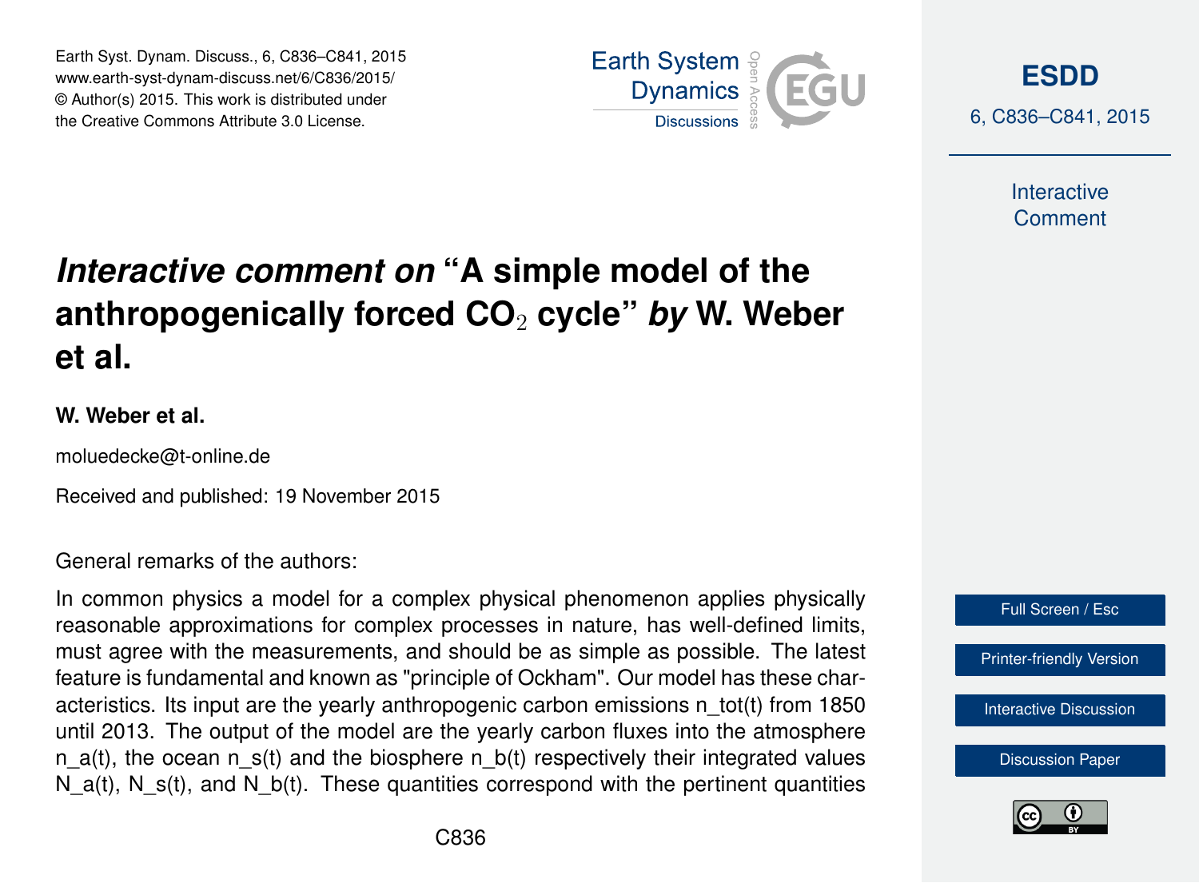# *Interactive comment on* "A simple model of the anthropogenically forced $CO_2$ cycle" *by* W. Weber et al.

**W. Weber et al.**

moluedecke@t-online.de

Received and published: 19 November 2015

General remarks of the authors:

In common physics a model for a complex physical phenomenon applies physically reasonable approximations for complex processes in nature, has well-defined limits, must agree with the measurements, and should be as simple as possible. The latest feature is fundamental and known as "principle of Ockham". Our model has these characteristics. Its input are the yearly anthropogenic carbon emissions $n\_tot(t)$ from 1850 until 2013. The output of the model are the yearly carbon fluxes into the atmosphere $n\_a(t)$, the ocean $n\_s(t)$ and the biosphere $n\_b(t)$ respectively their integrated values $N\_a(t)$, $N\_s(t)$, and $N\_b(t)$. These quantities correspond with the pertinent quantities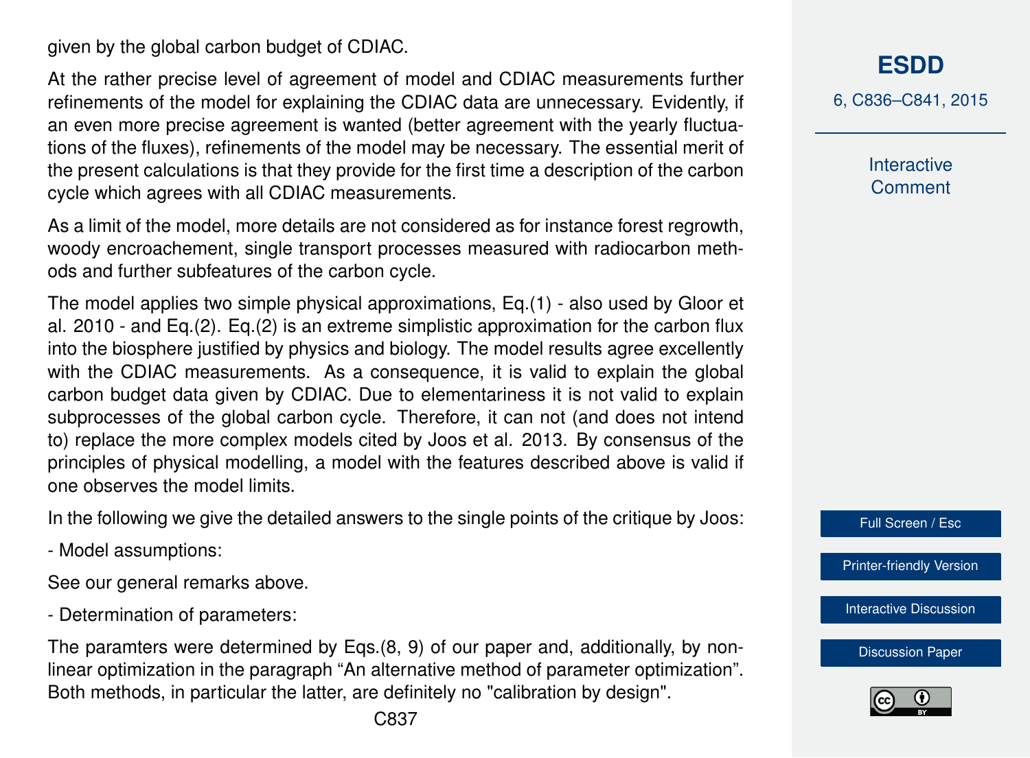given by the global carbon budget of CDIAC.

At the rather precise level of agreement of model and CDIAC measurements further refinements of the model for explaining the CDIAC data are unnecessary. Evidently, if an even more precise agreement is wanted (better agreement with the yearly fluctuations of the fluxes), refinements of the model may be necessary. The essential merit of the present calculations is that they provide for the first time a description of the carbon cycle which agrees with all CDIAC measurements.

As a limit of the model, more details are not considered as for instance forest regrowth, woody encroachement, single transport processes measured with radiocarbon methods and further subfeatures of the carbon cycle.

The model applies two simple physical approximations, Eq.(1) - also used by Gloor et al. 2010 - and Eq.(2). Eq.(2) is an extreme simplistic approximation for the carbon flux into the biosphere justified by physics and biology. The model results agree excellently with the CDIAC measurements. As a consequence, it is valid to explain the global carbon budget data given by CDIAC. Due to elementariness it is not valid to explain subprocesses of the global carbon cycle. Therefore, it can not (and does not intend to) replace the more complex models cited by Joos et al. 2013. By consensus of the principles of physical modelling, a model with the features described above is valid if one observes the model limits.

In the following we give the detailed answers to the single points of the critique by Joos:

- Model assumptions:

See our general remarks above.

- Determination of parameters:

The paramters were determined by Eqs.(8, 9) of our paper and, additionally, by nonlinear optimization in the paragraph "An alternative method of parameter optimization". Both methods, in particular the latter, are definitely no "calibration by design".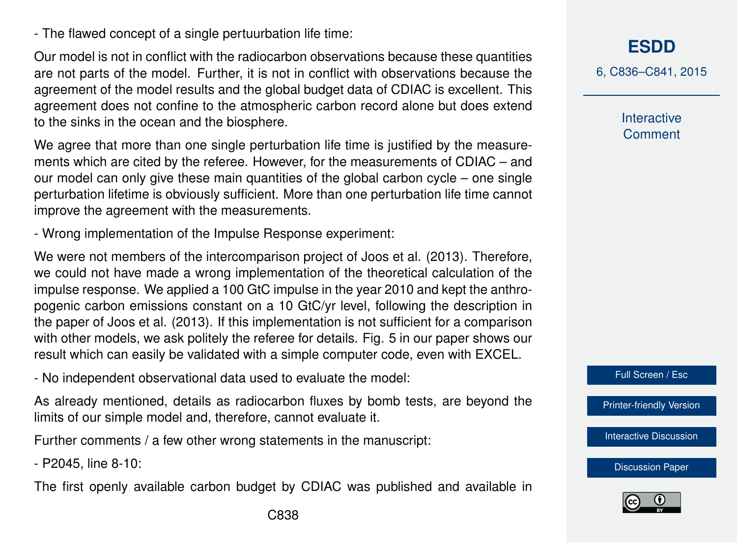- The flawed concept of a single pertuurbation life time:

Our model is not in conflict with the radiocarbon observations because these quantities are not parts of the model. Further, it is not in conflict with observations because the agreement of the model results and the global budget data of CDIAC is excellent. This agreement does not confine to the atmospheric carbon record alone but does extend to the sinks in the ocean and the biosphere.

We agree that more than one single perturbation life time is justified by the measurements which are cited by the referee. However, for the measurements of CDIAC – and our model can only give these main quantities of the global carbon cycle – one single perturbation lifetime is obviously sufficient. More than one perturbation life time cannot improve the agreement with the measurements.

- Wrong implementation of the Impulse Response experiment:

We were not members of the intercomparison project of Joos et al. (2013). Therefore, we could not have made a wrong implementation of the theoretical calculation of the impulse response. We applied a 100 GtC impulse in the year 2010 and kept the anthropogenic carbon emissions constant on a 10 GtC/yr level, following the description in the paper of Joos et al. (2013). If this implementation is not sufficient for a comparison with other models, we ask politely the referee for details. Fig. 5 in our paper shows our result which can easily be validated with a simple computer code, even with EXCEL.

- No independent observational data used to evaluate the model:

As already mentioned, details as radiocarbon fluxes by bomb tests, are beyond the limits of our simple model and, therefore, cannot evaluate it.

Further comments / a few other wrong statements in the manuscript:

- P2045, line 8-10:

The first openly available carbon budget by CDIAC was published and available in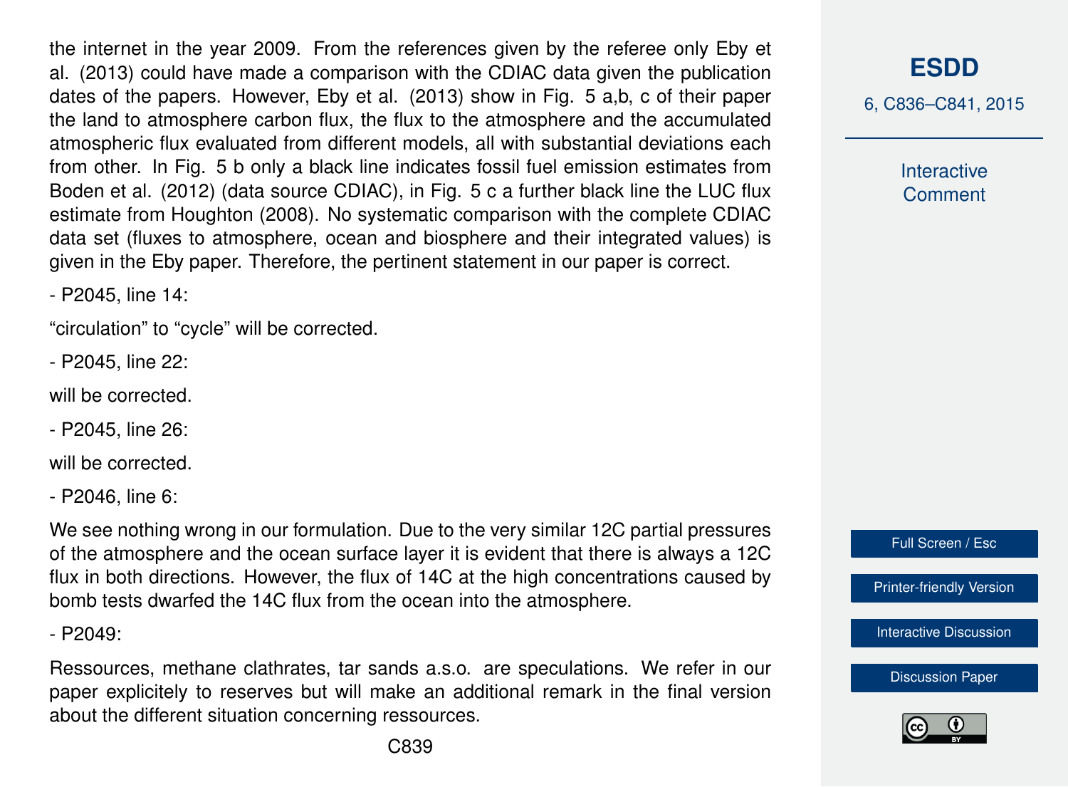the internet in the year 2009. From the references given by the referee only Eby et al. (2013) could have made a comparison with the CDIAC data given the publication dates of the papers. However, Eby et al. (2013) show in Fig. 5 a,b, c of their paper the land to atmosphere carbon flux, the flux to the atmosphere and the accumulated atmospheric flux evaluated from different models, all with substantial deviations each from other. In Fig. 5 b only a black line indicates fossil fuel emission estimates from Boden et al. (2012) (data source CDIAC), in Fig. 5 c a further black line the LUC flux estimate from Houghton (2008). No systematic comparison with the complete CDIAC data set (fluxes to atmosphere, ocean and biosphere and their integrated values) is given in the Eby paper. Therefore, the pertinent statement in our paper is correct.

- P2045, line 14:

"circulation" to "cycle" will be corrected.

- P2045, line 22:

will be corrected.

- P2045, line 26:

will be corrected.

- P2046, line 6:

We see nothing wrong in our formulation. Due to the very similar $^{12}C$ partial pressures of the atmosphere and the ocean surface layer it is evident that there is always a $^{12}C$ flux in both directions. However, the flux of $^{14}C$ at the high concentrations caused by bomb tests dwarfed the $^{14}C$ flux from the ocean into the atmosphere.

- P2049:

Ressources, methane clathrates, tar sands a.s.o. are speculations. We refer in our paper explicitely to reserves but will make an additional remark in the final version about the different situation concerning ressources.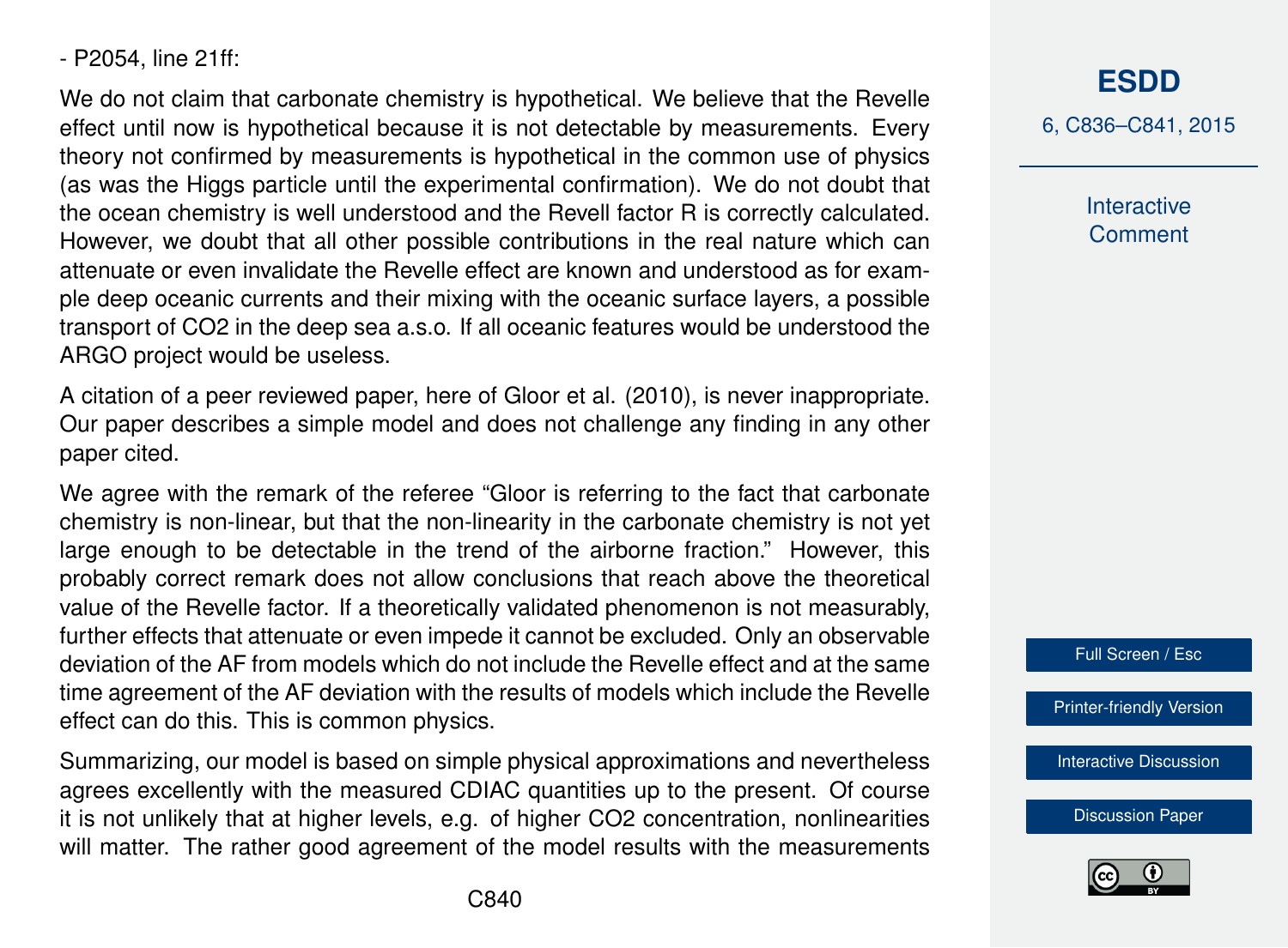- P2054, line 21ff:

We do not claim that carbonate chemistry is hypothetical. We believe that the Revelle effect until now is hypothetical because it is not detectable by measurements. Every theory not confirmed by measurements is hypothetical in the common use of physics (as was the Higgs particle until the experimental confirmation). We do not doubt that the ocean chemistry is well understood and the Revell factor R is correctly calculated. However, we doubt that all other possible contributions in the real nature which can attenuate or even invalidate the Revelle effect are known and understood as for example deep oceanic currents and their mixing with the oceanic surface layers, a possible transport of $CO_2$ in the deep sea a.s.o. If all oceanic features would be understood the ARGO project would be useless.

A citation of a peer reviewed paper, here of Gloor et al. (2010), is never inappropriate. Our paper describes a simple model and does not challenge any finding in any other paper cited.

We agree with the remark of the referee "Gloor is referring to the fact that carbonate chemistry is non-linear, but that the non-linearity in the carbonate chemistry is not yet large enough to be detectable in the trend of the airborne fraction." However, this probably correct remark does not allow conclusions that reach above the theoretical value of the Revelle factor. If a theoretically validated phenomenon is not measurably, further effects that attenuate or even impede it cannot be excluded. Only an observable deviation of the AF from models which do not include the Revelle effect and at the same time agreement of the AF deviation with the results of models which include the Revelle effect can do this. This is common physics.

Summarizing, our model is based on simple physical approximations and nevertheless agrees excellently with the measured CDIAC quantities up to the present. Of course it is not unlikely that at higher levels, e.g. of higher $CO_2$ concentration, nonlinearities will matter. The rather good agreement of the model results with the measurements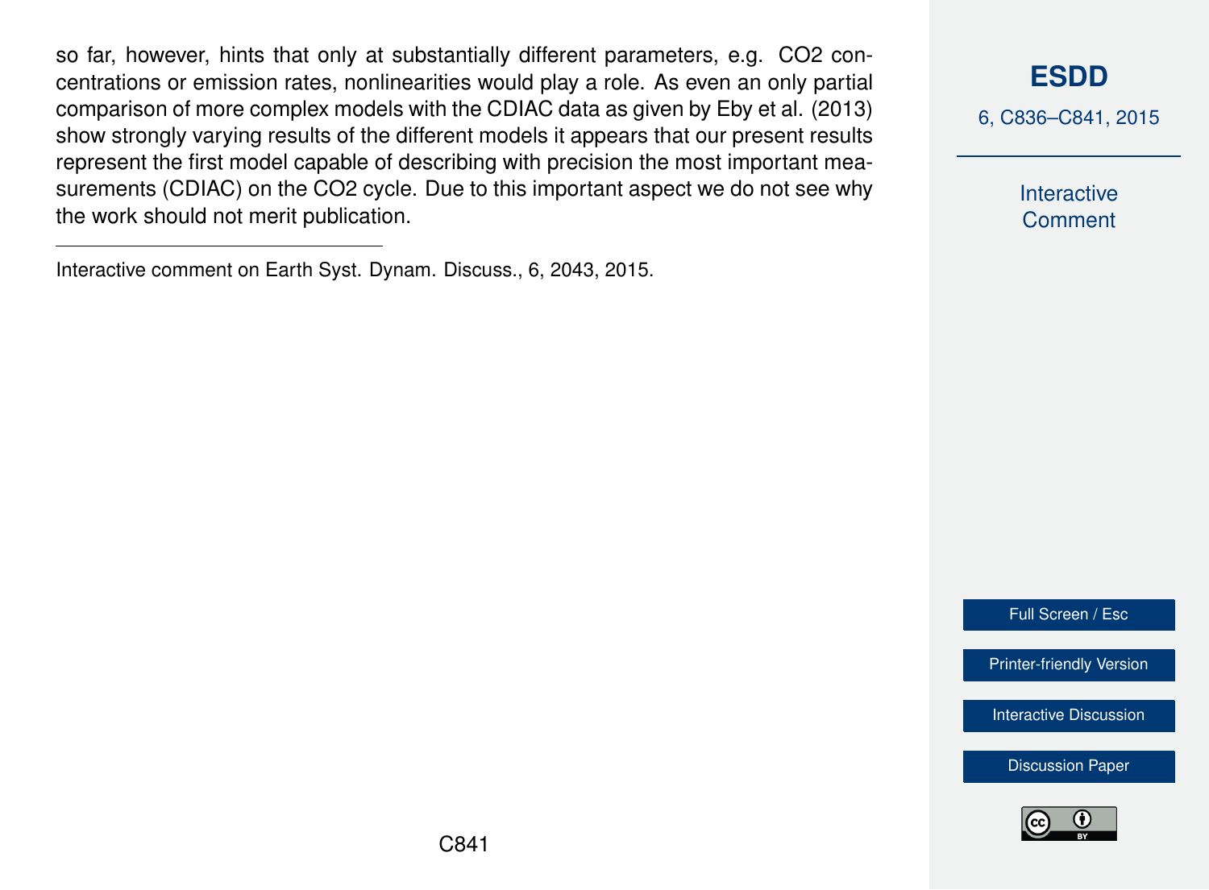so far, however, hints that only at substantially different parameters, e.g. $CO_2$ concentrations or emission rates, nonlinearities would play a role. As even an only partial comparison of more complex models with the CDIAC data as given by Eby et al. (2013) show strongly varying results of the different models it appears that our present results represent the first model capable of describing with precision the most important measurements (CDIAC) on the $CO_2$ cycle. Due to this important aspect we do not see why the work should not merit publication.

---

Interactive comment on Earth Syst. Dynam. Discuss., 6, 2043, 2015.